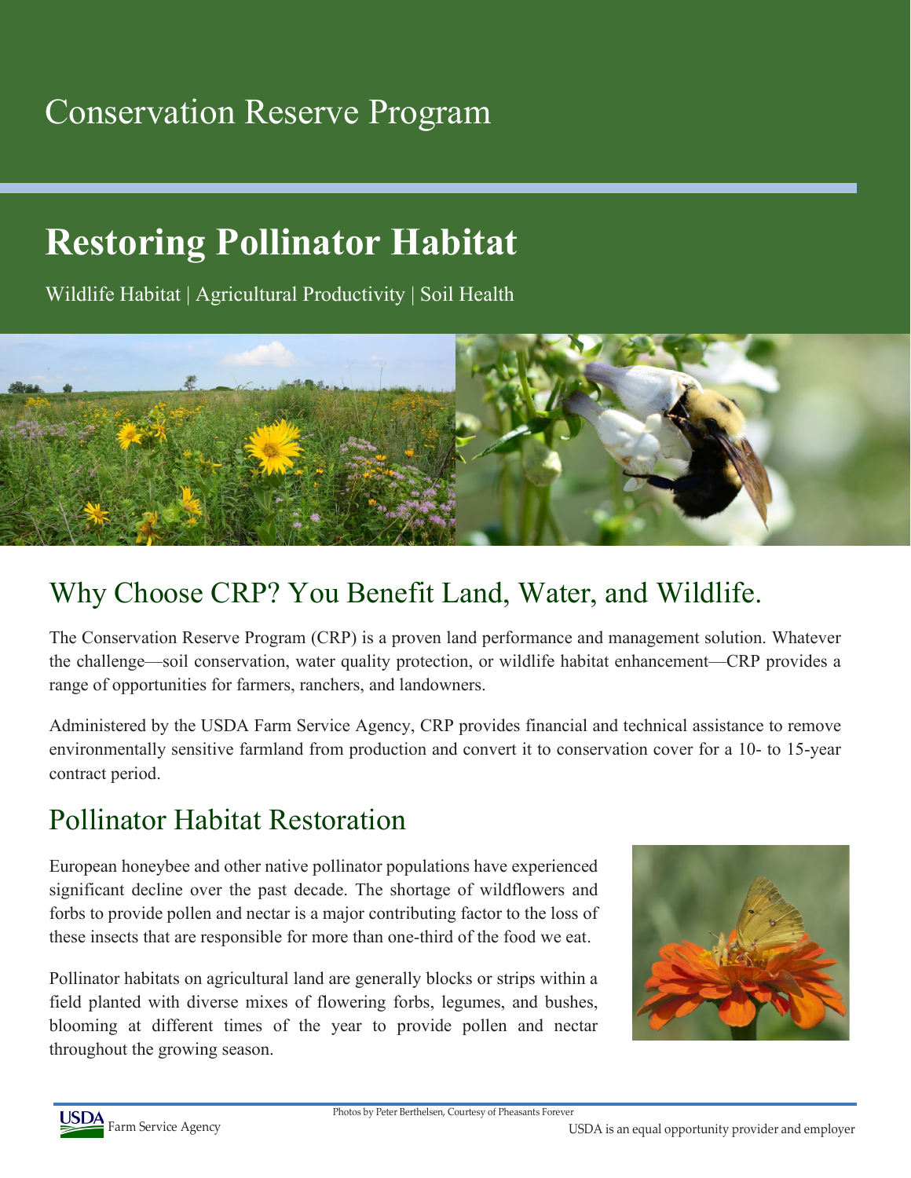Conservation Reserve Program

# Restoring Pollinator Habitat

Wildlife Habitat | Agricultural Productivity | Soil Health

## Why Choose CRP? You Benefit Land, Water, and Wildlife.

The Conservation Reserve Program (CRP) is a proven land performance and management solution. Whatever the challenge—soil conservation, water quality protection, or wildlife habitat enhancement—CRP provides a range of opportunities for farmers, ranchers, and landowners.

Administered by the USDA Farm Service Agency, CRP provides financial and technical assistance to remove environmentally sensitive farmland from production and convert it to conservation cover for a 10- to 15-year contract period.

## Pollinator Habitat Restoration

European honeybee and other native pollinator populations have experienced significant decline over the past decade. The shortage of wildflowers and forbs to provide pollen and nectar is a major contributing factor to the loss of these insects that are responsible for more than one-third of the food we eat.

Pollinator habitats on agricultural land are generally blocks or strips within a field planted with diverse mixes of flowering forbs, legumes, and bushes, blooming at different times of the year to provide pollen and nectar throughout the growing season.

Photos by Peter Berthelsen, Courtesy of Pheasants Forever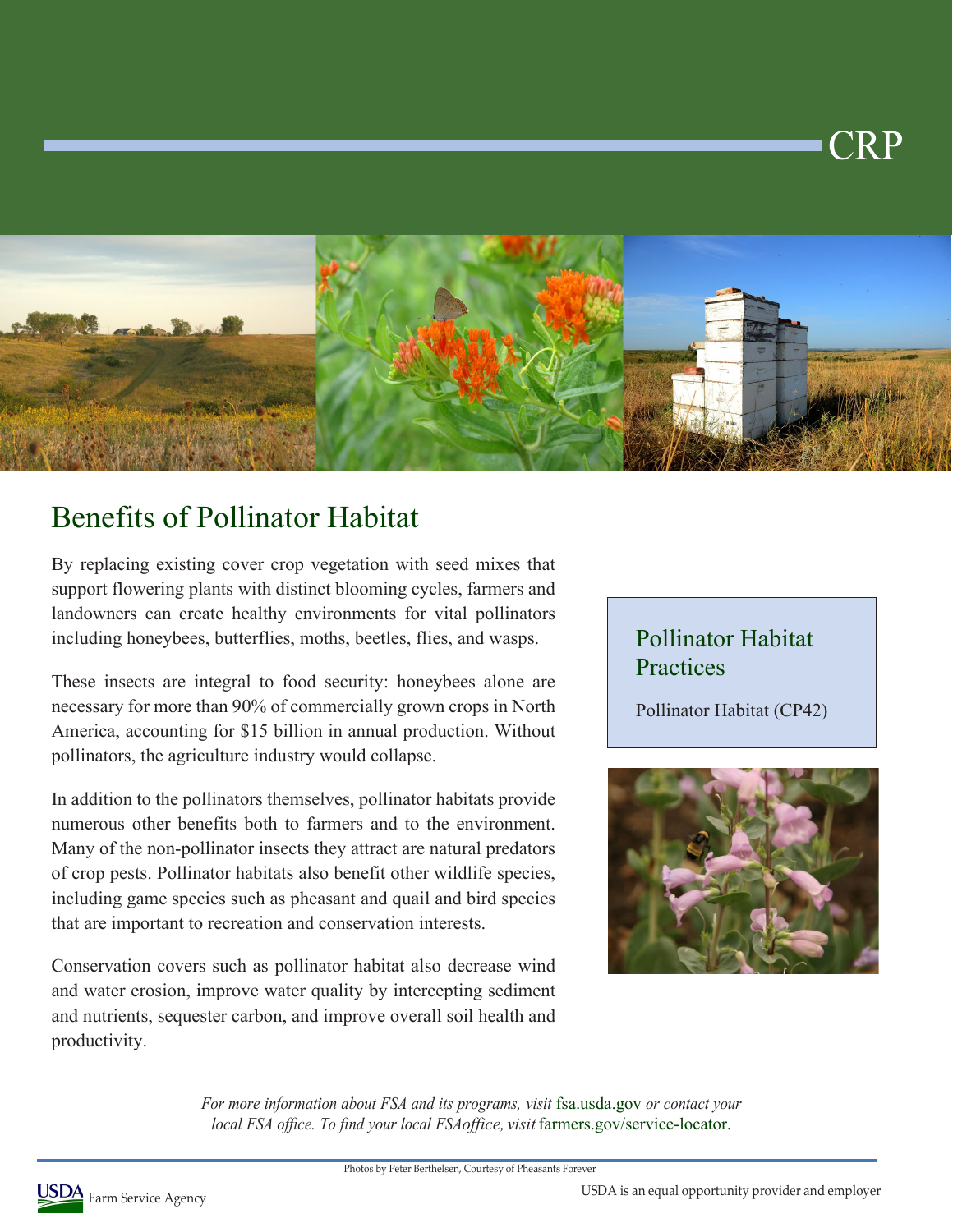CRP

## Benefits of Pollinator Habitat

By replacing existing cover crop vegetation with seed mixes that support flowering plants with distinct blooming cycles, farmers and landowners can create healthy environments for vital pollinators including honeybees, butterflies, moths, beetles, flies, and wasps.

These insects are integral to food security: honeybees alone are necessary for more than 90% of commercially grown crops in North America, accounting for $15 billion in annual production. Without pollinators, the agriculture industry would collapse.

In addition to the pollinators themselves, pollinator habitats provide numerous other benefits both to farmers and to the environment. Many of the non-pollinator insects they attract are natural predators of crop pests. Pollinator habitats also benefit other wildlife species, including game species such as pheasant and quail and bird species that are important to recreation and conservation interests.

Conservation covers such as pollinator habitat also decrease wind and water erosion, improve water quality by intercepting sediment and nutrients, sequester carbon, and improve overall soil health and productivity.

### Pollinator Habitat Practices

Pollinator Habitat (CP42)

*For more information about FSA and its programs, visit* fsa.usda.gov *or contact your local FSA office. To find your local FSAoffice, visit* farmers.gov/service-locator.

Photos by Peter Berthelsen, Courtesy of Pheasants Forever

USDA Farm Service Agency

USDA is an equal opportunity provider and employer